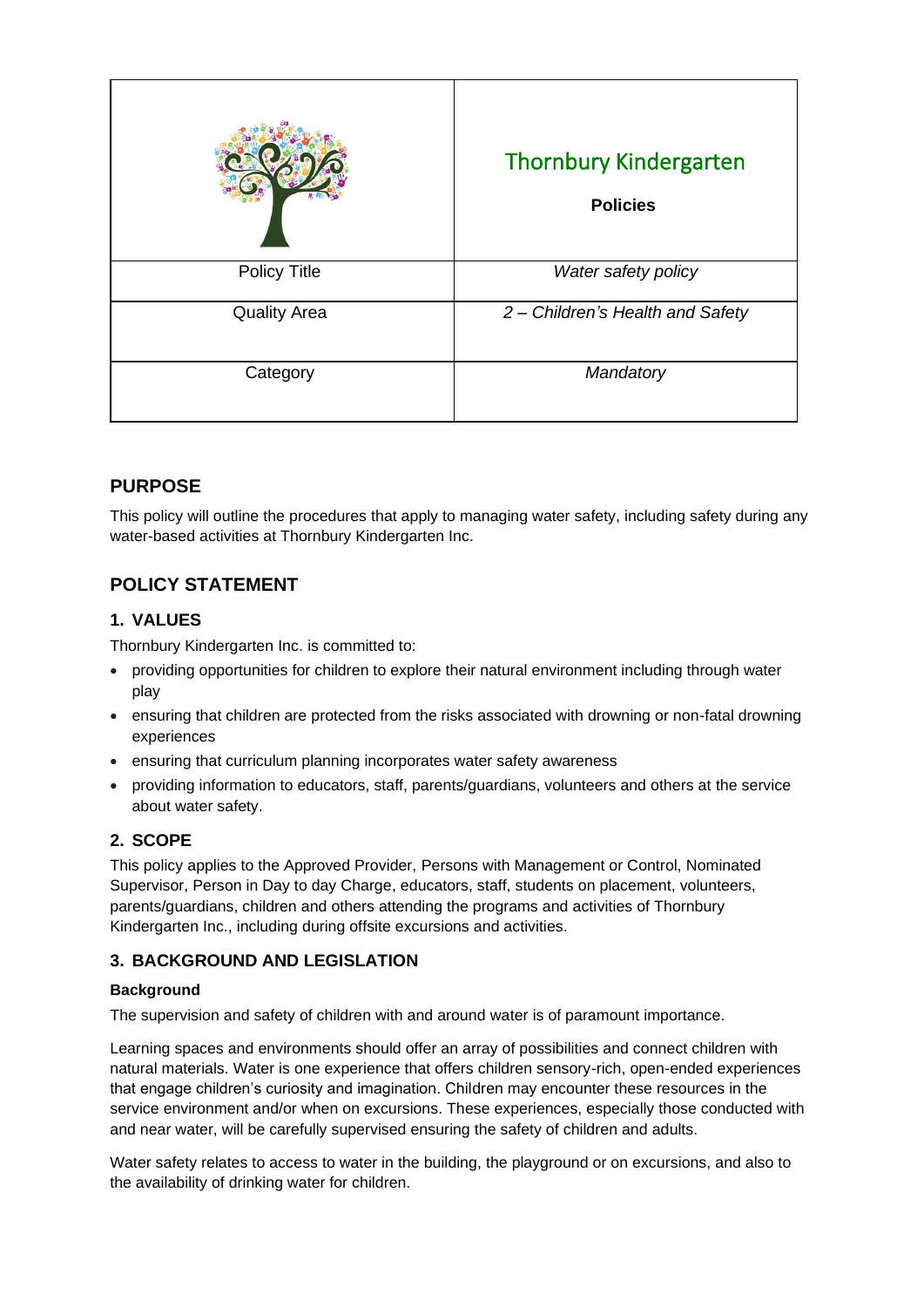| | Thornbury Kindergarten<br>**Policies** |
| --- | --- |
| Policy Title | *Water safety policy* |
| Quality Area | *2 – Children's Health and Safety* |
| Category | *Mandatory* |

## PURPOSE

This policy will outline the procedures that apply to managing water safety, including safety during any water-based activities at Thornbury Kindergarten Inc.

## POLICY STATEMENT

### 1. VALUES

Thornbury Kindergarten Inc. is committed to:

- providing opportunities for children to explore their natural environment including through water play
- ensuring that children are protected from the risks associated with drowning or non-fatal drowning experiences
- ensuring that curriculum planning incorporates water safety awareness
- providing information to educators, staff, parents/guardians, volunteers and others at the service about water safety.

### 2. SCOPE

This policy applies to the Approved Provider, Persons with Management or Control, Nominated Supervisor, Person in Day to day Charge, educators, staff, students on placement, volunteers, parents/guardians, children and others attending the programs and activities of Thornbury Kindergarten Inc., including during offsite excursions and activities.

### 3. BACKGROUND AND LEGISLATION

**Background**

The supervision and safety of children with and around water is of paramount importance.

Learning spaces and environments should offer an array of possibilities and connect children with natural materials. Water is one experience that offers children sensory-rich, open-ended experiences that engage children's curiosity and imagination. Children may encounter these resources in the service environment and/or when on excursions. These experiences, especially those conducted with and near water, will be carefully supervised ensuring the safety of children and adults.

Water safety relates to access to water in the building, the playground or on excursions, and also to the availability of drinking water for children.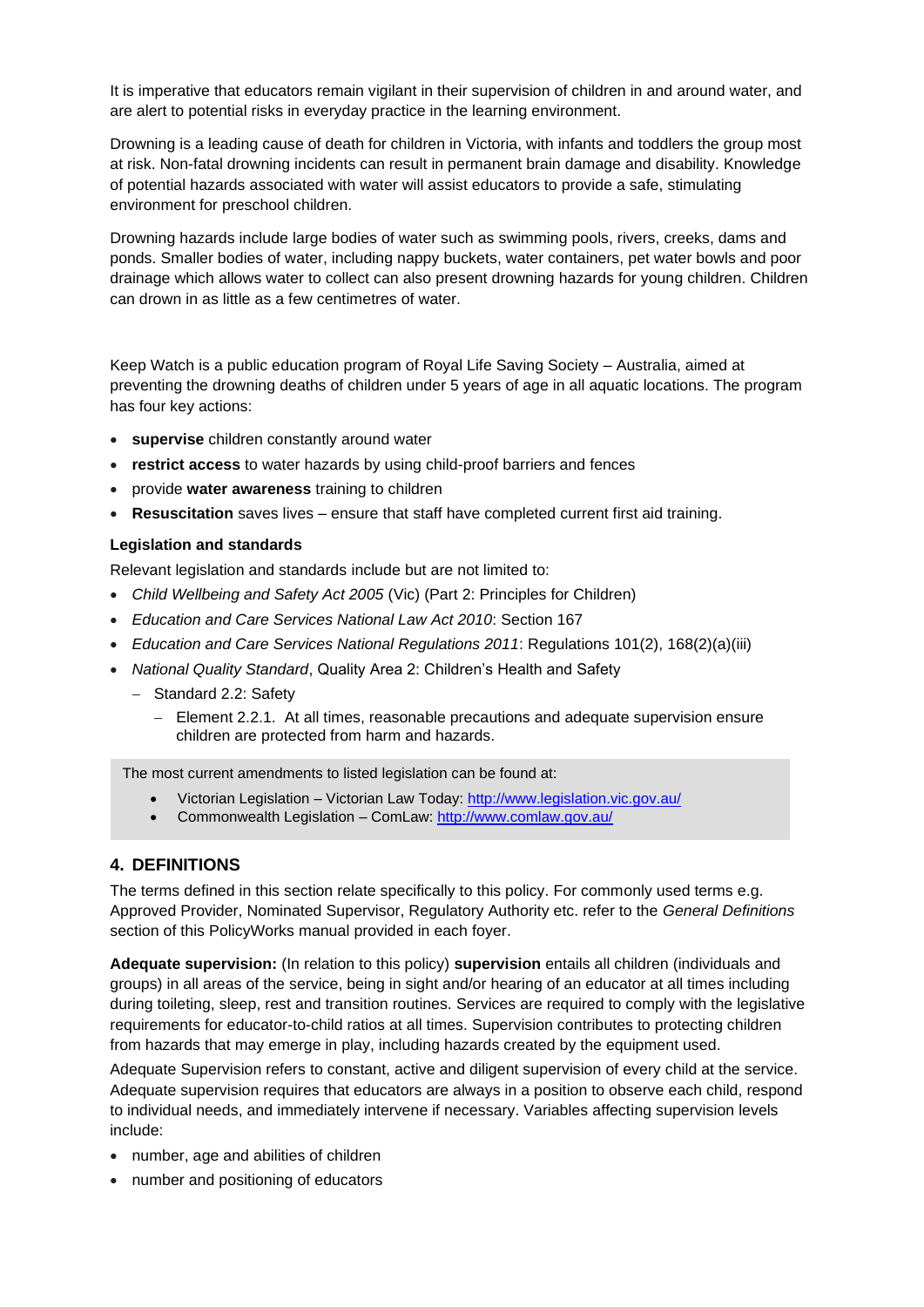It is imperative that educators remain vigilant in their supervision of children in and around water, and are alert to potential risks in everyday practice in the learning environment.

Drowning is a leading cause of death for children in Victoria, with infants and toddlers the group most at risk. Non-fatal drowning incidents can result in permanent brain damage and disability. Knowledge of potential hazards associated with water will assist educators to provide a safe, stimulating environment for preschool children.

Drowning hazards include large bodies of water such as swimming pools, rivers, creeks, dams and ponds. Smaller bodies of water, including nappy buckets, water containers, pet water bowls and poor drainage which allows water to collect can also present drowning hazards for young children. Children can drown in as little as a few centimetres of water.

Keep Watch is a public education program of Royal Life Saving Society – Australia, aimed at preventing the drowning deaths of children under 5 years of age in all aquatic locations. The program has four key actions:

- **supervise** children constantly around water
- **restrict access** to water hazards by using child-proof barriers and fences
- provide **water awareness** training to children
- **Resuscitation** saves lives – ensure that staff have completed current first aid training.

**Legislation and standards**

Relevant legislation and standards include but are not limited to:

- *Child Wellbeing and Safety Act 2005* (Vic) (Part 2: Principles for Children)
- *Education and Care Services National Law Act 2010*: Section 167
- *Education and Care Services National Regulations 2011*: Regulations 101(2), 168(2)(a)(iii)
- *National Quality Standard*, Quality Area 2: Children's Health and Safety
  - Standard 2.2: Safety
    - Element 2.2.1. At all times, reasonable precautions and adequate supervision ensure children are protected from harm and hazards.

The most current amendments to listed legislation can be found at:

- Victorian Legislation – Victorian Law Today: http://www.legislation.vic.gov.au/
- Commonwealth Legislation – ComLaw: http://www.comlaw.gov.au/

## 4. DEFINITIONS

The terms defined in this section relate specifically to this policy. For commonly used terms e.g. Approved Provider, Nominated Supervisor, Regulatory Authority etc. refer to the *General Definitions* section of this PolicyWorks manual provided in each foyer.

**Adequate supervision:** (In relation to this policy) **supervision** entails all children (individuals and groups) in all areas of the service, being in sight and/or hearing of an educator at all times including during toileting, sleep, rest and transition routines. Services are required to comply with the legislative requirements for educator-to-child ratios at all times. Supervision contributes to protecting children from hazards that may emerge in play, including hazards created by the equipment used.

Adequate Supervision refers to constant, active and diligent supervision of every child at the service. Adequate supervision requires that educators are always in a position to observe each child, respond to individual needs, and immediately intervene if necessary. Variables affecting supervision levels include:

- number, age and abilities of children
- number and positioning of educators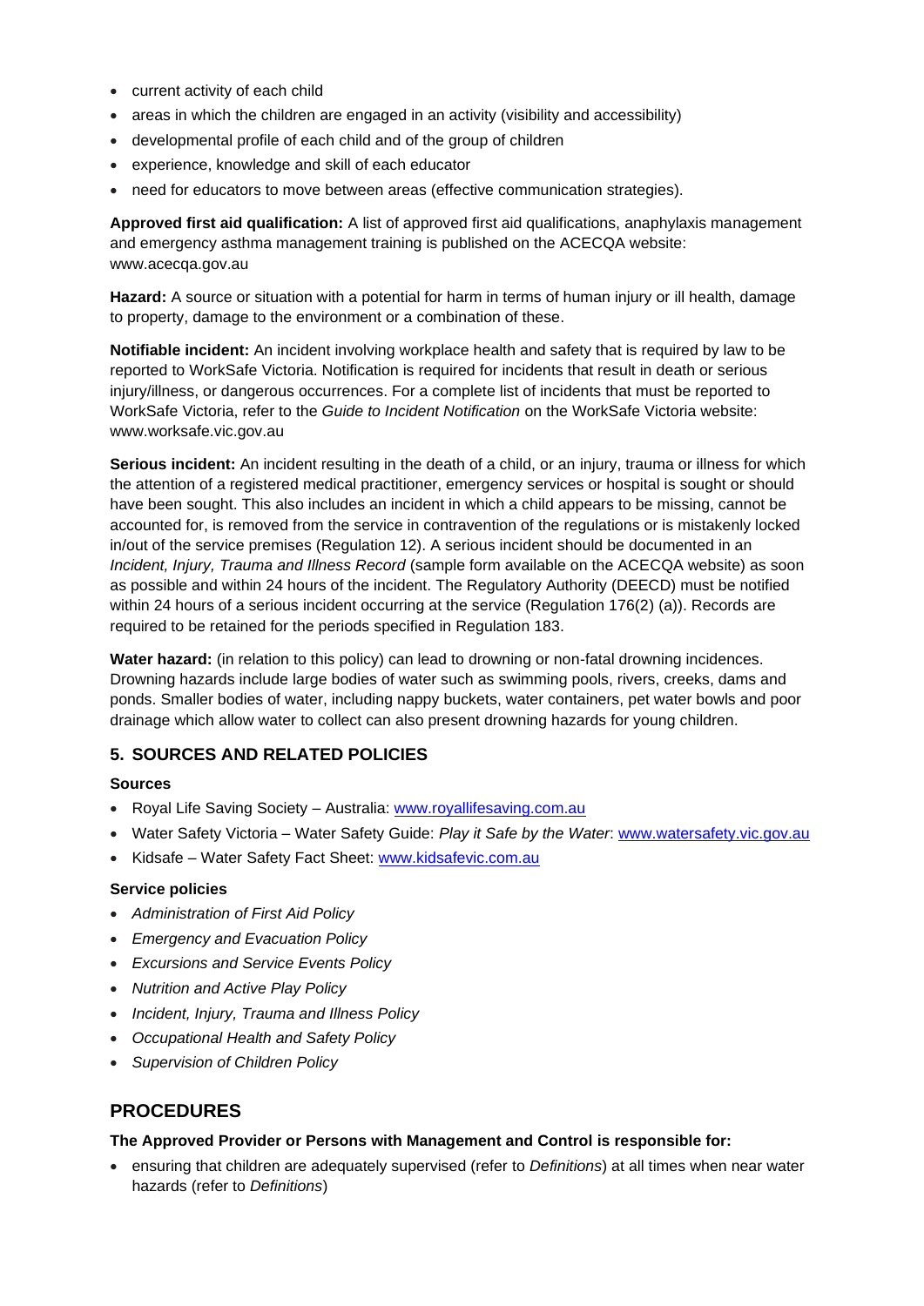- current activity of each child
- areas in which the children are engaged in an activity (visibility and accessibility)
- developmental profile of each child and of the group of children
- experience, knowledge and skill of each educator
- need for educators to move between areas (effective communication strategies).

**Approved first aid qualification:** A list of approved first aid qualifications, anaphylaxis management and emergency asthma management training is published on the ACECQA website: www.acecqa.gov.au

**Hazard:** A source or situation with a potential for harm in terms of human injury or ill health, damage to property, damage to the environment or a combination of these.

**Notifiable incident:** An incident involving workplace health and safety that is required by law to be reported to WorkSafe Victoria. Notification is required for incidents that result in death or serious injury/illness, or dangerous occurrences. For a complete list of incidents that must be reported to WorkSafe Victoria, refer to the *Guide to Incident Notification* on the WorkSafe Victoria website: www.worksafe.vic.gov.au

**Serious incident:** An incident resulting in the death of a child, or an injury, trauma or illness for which the attention of a registered medical practitioner, emergency services or hospital is sought or should have been sought. This also includes an incident in which a child appears to be missing, cannot be accounted for, is removed from the service in contravention of the regulations or is mistakenly locked in/out of the service premises (Regulation 12). A serious incident should be documented in an *Incident, Injury, Trauma and Illness Record* (sample form available on the ACECQA website) as soon as possible and within 24 hours of the incident. The Regulatory Authority (DEECD) must be notified within 24 hours of a serious incident occurring at the service (Regulation 176(2) (a)). Records are required to be retained for the periods specified in Regulation 183.

**Water hazard:** (in relation to this policy) can lead to drowning or non-fatal drowning incidences. Drowning hazards include large bodies of water such as swimming pools, rivers, creeks, dams and ponds. Smaller bodies of water, including nappy buckets, water containers, pet water bowls and poor drainage which allow water to collect can also present drowning hazards for young children.

## 5. SOURCES AND RELATED POLICIES

### Sources

- Royal Life Saving Society – Australia: www.royallifesaving.com.au
- Water Safety Victoria – Water Safety Guide: *Play it Safe by the Water*: www.watersafety.vic.gov.au
- Kidsafe – Water Safety Fact Sheet: www.kidsafevic.com.au

### Service policies

- *Administration of First Aid Policy*
- *Emergency and Evacuation Policy*
- *Excursions and Service Events Policy*
- *Nutrition and Active Play Policy*
- *Incident, Injury, Trauma and Illness Policy*
- *Occupational Health and Safety Policy*
- *Supervision of Children Policy*

# PROCEDURES

**The Approved Provider or Persons with Management and Control is responsible for:**

- ensuring that children are adequately supervised (refer to *Definitions*) at all times when near water hazards (refer to *Definitions*)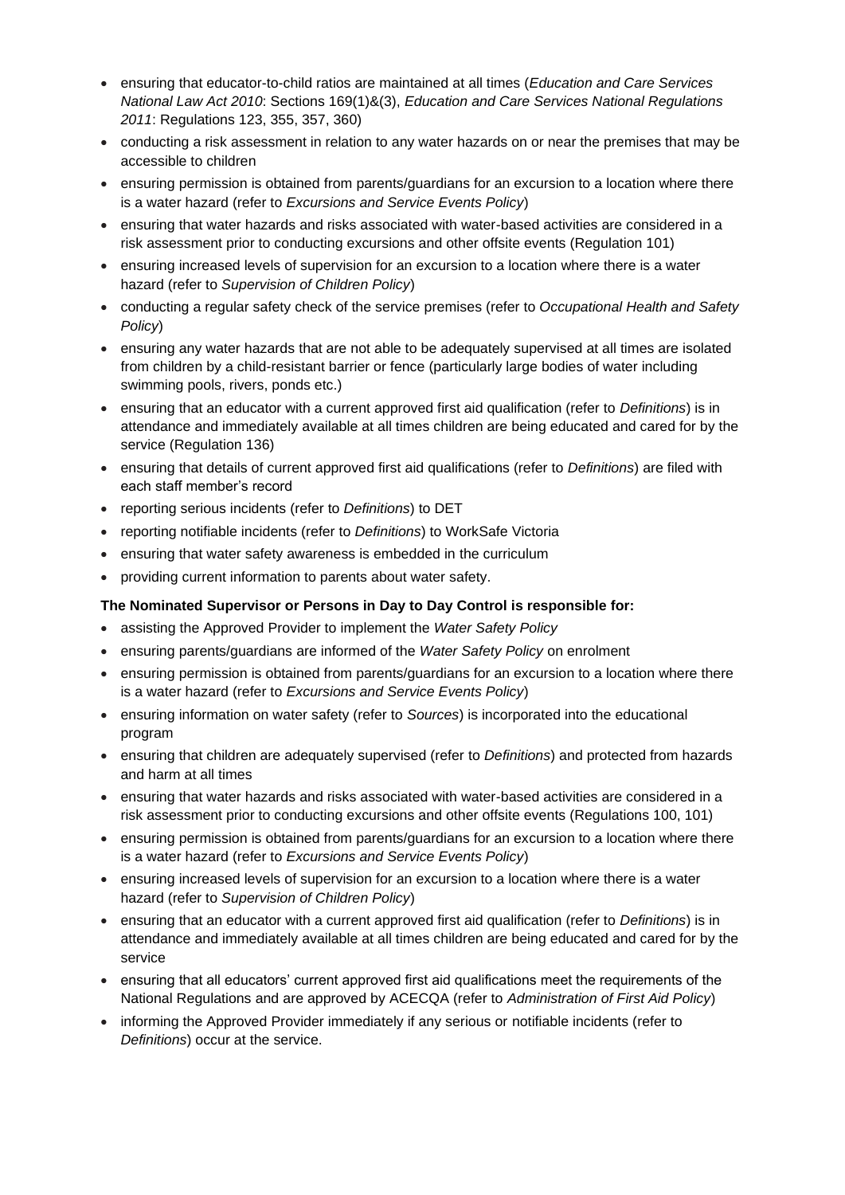- ensuring that educator-to-child ratios are maintained at all times (*Education and Care Services National Law Act 2010*: Sections 169(1)&(3), *Education and Care Services National Regulations 2011*: Regulations 123, 355, 357, 360)
- conducting a risk assessment in relation to any water hazards on or near the premises that may be accessible to children
- ensuring permission is obtained from parents/guardians for an excursion to a location where there is a water hazard (refer to *Excursions and Service Events Policy*)
- ensuring that water hazards and risks associated with water-based activities are considered in a risk assessment prior to conducting excursions and other offsite events (Regulation 101)
- ensuring increased levels of supervision for an excursion to a location where there is a water hazard (refer to *Supervision of Children Policy*)
- conducting a regular safety check of the service premises (refer to *Occupational Health and Safety Policy*)
- ensuring any water hazards that are not able to be adequately supervised at all times are isolated from children by a child-resistant barrier or fence (particularly large bodies of water including swimming pools, rivers, ponds etc.)
- ensuring that an educator with a current approved first aid qualification (refer to *Definitions*) is in attendance and immediately available at all times children are being educated and cared for by the service (Regulation 136)
- ensuring that details of current approved first aid qualifications (refer to *Definitions*) are filed with each staff member's record
- reporting serious incidents (refer to *Definitions*) to DET
- reporting notifiable incidents (refer to *Definitions*) to WorkSafe Victoria
- ensuring that water safety awareness is embedded in the curriculum
- providing current information to parents about water safety.

**The Nominated Supervisor or Persons in Day to Day Control is responsible for:**

- assisting the Approved Provider to implement the *Water Safety Policy*
- ensuring parents/guardians are informed of the *Water Safety Policy* on enrolment
- ensuring permission is obtained from parents/guardians for an excursion to a location where there is a water hazard (refer to *Excursions and Service Events Policy*)
- ensuring information on water safety (refer to *Sources*) is incorporated into the educational program
- ensuring that children are adequately supervised (refer to *Definitions*) and protected from hazards and harm at all times
- ensuring that water hazards and risks associated with water-based activities are considered in a risk assessment prior to conducting excursions and other offsite events (Regulations 100, 101)
- ensuring permission is obtained from parents/guardians for an excursion to a location where there is a water hazard (refer to *Excursions and Service Events Policy*)
- ensuring increased levels of supervision for an excursion to a location where there is a water hazard (refer to *Supervision of Children Policy*)
- ensuring that an educator with a current approved first aid qualification (refer to *Definitions*) is in attendance and immediately available at all times children are being educated and cared for by the service
- ensuring that all educators' current approved first aid qualifications meet the requirements of the National Regulations and are approved by ACECQA (refer to *Administration of First Aid Policy*)
- informing the Approved Provider immediately if any serious or notifiable incidents (refer to *Definitions*) occur at the service.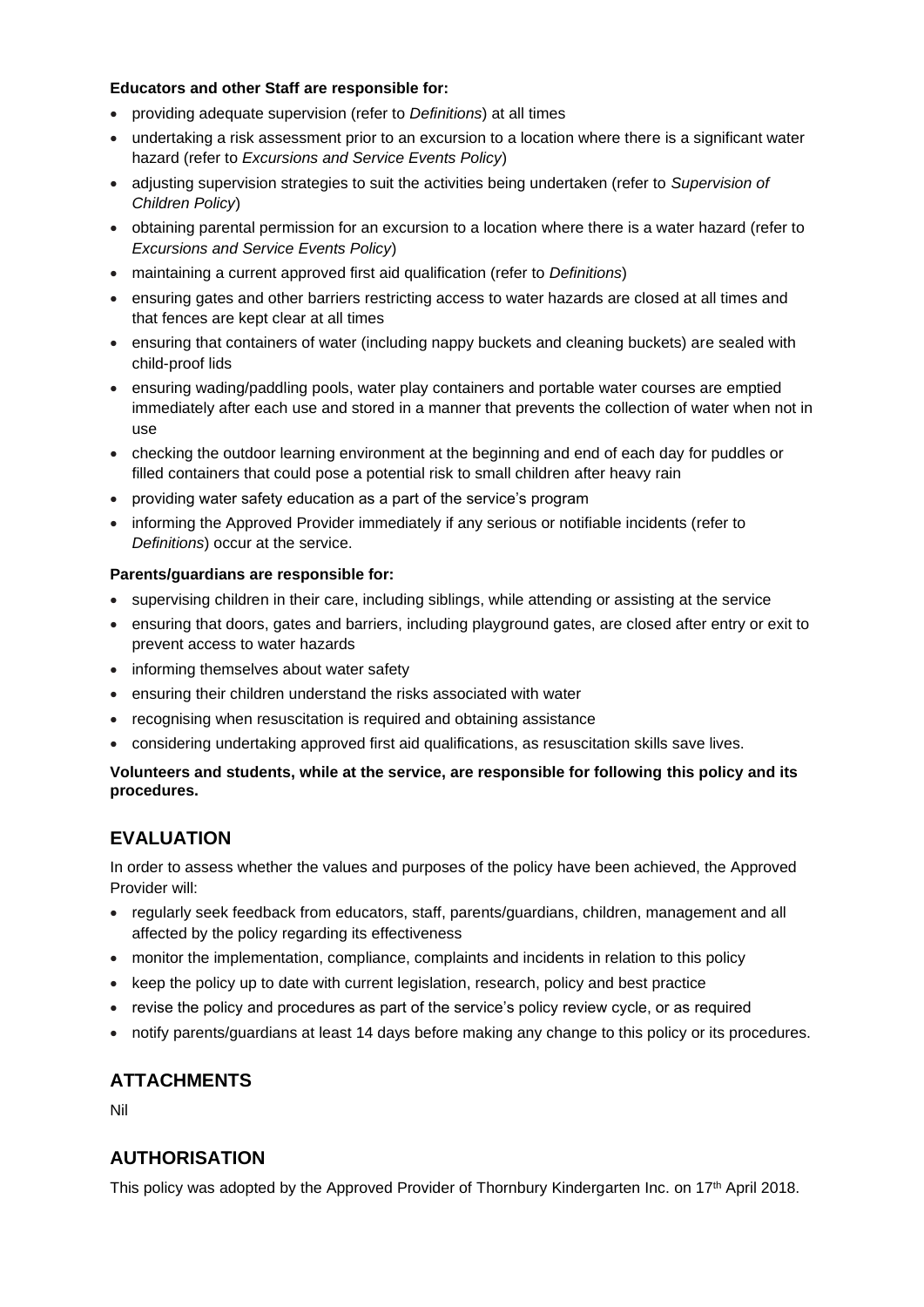**Educators and other Staff are responsible for:**

- providing adequate supervision (refer to *Definitions*) at all times
- undertaking a risk assessment prior to an excursion to a location where there is a significant water hazard (refer to *Excursions and Service Events Policy*)
- adjusting supervision strategies to suit the activities being undertaken (refer to *Supervision of Children Policy*)
- obtaining parental permission for an excursion to a location where there is a water hazard (refer to *Excursions and Service Events Policy*)
- maintaining a current approved first aid qualification (refer to *Definitions*)
- ensuring gates and other barriers restricting access to water hazards are closed at all times and that fences are kept clear at all times
- ensuring that containers of water (including nappy buckets and cleaning buckets) are sealed with child-proof lids
- ensuring wading/paddling pools, water play containers and portable water courses are emptied immediately after each use and stored in a manner that prevents the collection of water when not in use
- checking the outdoor learning environment at the beginning and end of each day for puddles or filled containers that could pose a potential risk to small children after heavy rain
- providing water safety education as a part of the service's program
- informing the Approved Provider immediately if any serious or notifiable incidents (refer to *Definitions*) occur at the service.

**Parents/guardians are responsible for:**

- supervising children in their care, including siblings, while attending or assisting at the service
- ensuring that doors, gates and barriers, including playground gates, are closed after entry or exit to prevent access to water hazards
- informing themselves about water safety
- ensuring their children understand the risks associated with water
- recognising when resuscitation is required and obtaining assistance
- considering undertaking approved first aid qualifications, as resuscitation skills save lives.

**Volunteers and students, while at the service, are responsible for following this policy and its procedures.**

## EVALUATION

In order to assess whether the values and purposes of the policy have been achieved, the Approved Provider will:

- regularly seek feedback from educators, staff, parents/guardians, children, management and all affected by the policy regarding its effectiveness
- monitor the implementation, compliance, complaints and incidents in relation to this policy
- keep the policy up to date with current legislation, research, policy and best practice
- revise the policy and procedures as part of the service's policy review cycle, or as required
- notify parents/guardians at least 14 days before making any change to this policy or its procedures.

## ATTACHMENTS

Nil

## AUTHORISATION

This policy was adopted by the Approved Provider of Thornbury Kindergarten Inc. on 17th April 2018.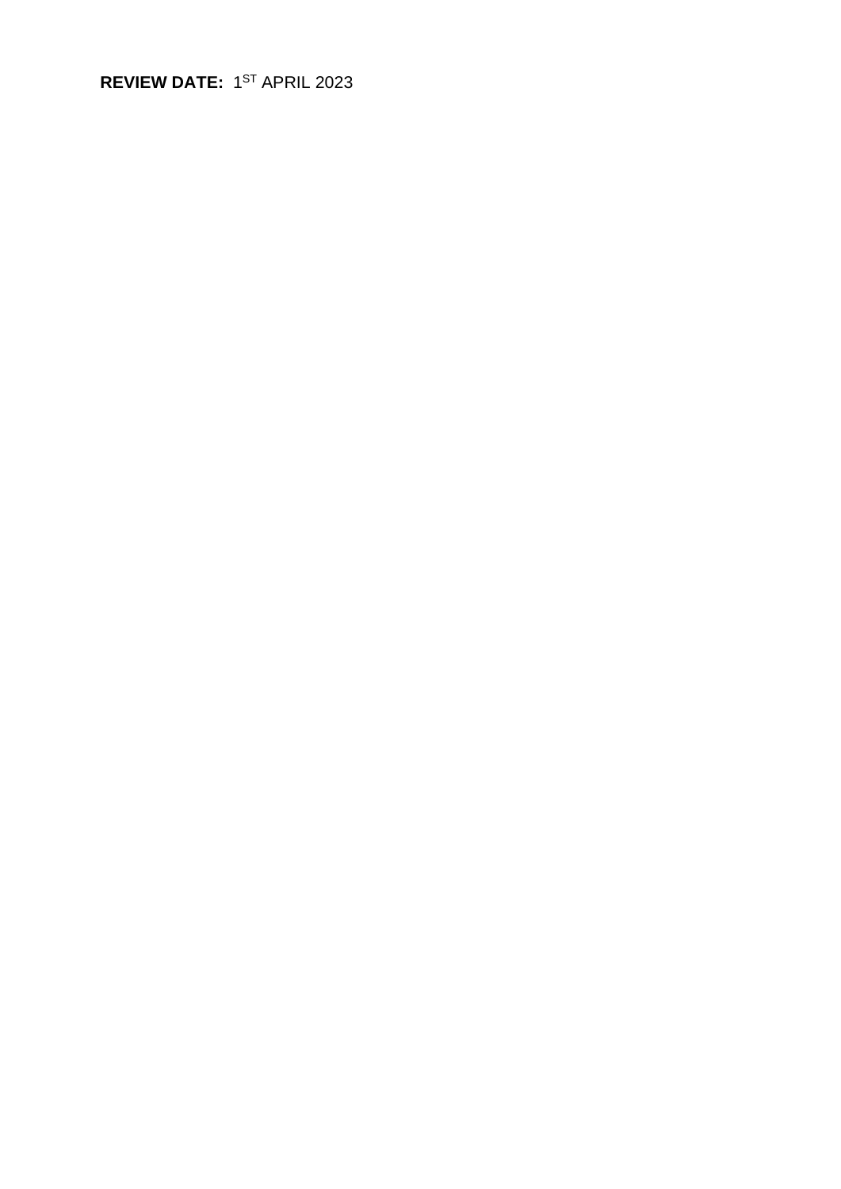**REVIEW DATE:** 1ST APRIL 2023